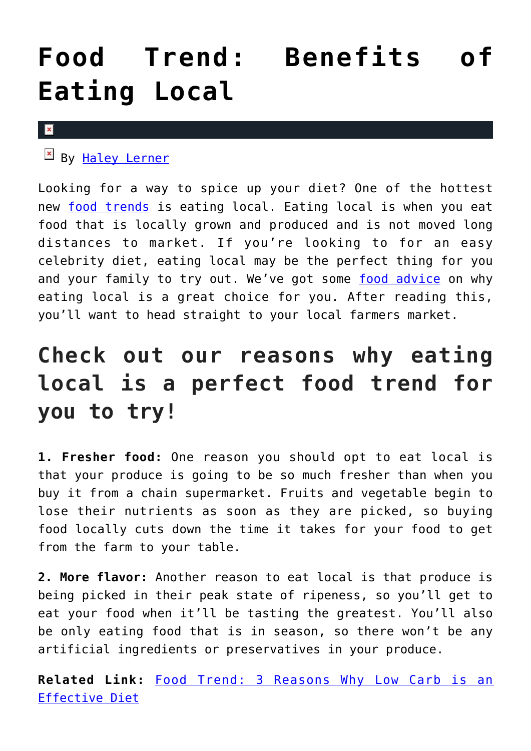# Food Trend: Benefits of Eating Local

By Haley Lerner

Looking for a way to spice up your diet? One of the hottest new food trends is eating local. Eating local is when you eat food that is locally grown and produced and is not moved long distances to market. If you're looking to for an easy celebrity diet, eating local may be the perfect thing for you and your family to try out. We've got some food advice on why eating local is a great choice for you. After reading this, you'll want to head straight to your local farmers market.

## Check out our reasons why eating local is a perfect food trend for you to try!

**1. Fresher food:** One reason you should opt to eat local is that your produce is going to be so much fresher than when you buy it from a chain supermarket. Fruits and vegetable begin to lose their nutrients as soon as they are picked, so buying food locally cuts down the time it takes for your food to get from the farm to your table.

**2. More flavor:** Another reason to eat local is that produce is being picked in their peak state of ripeness, so you'll get to eat your food when it'll be tasting the greatest. You'll also be only eating food that is in season, so there won't be any artificial ingredients or preservatives in your produce.

**Related Link:** Food Trend: 3 Reasons Why Low Carb is an Effective Diet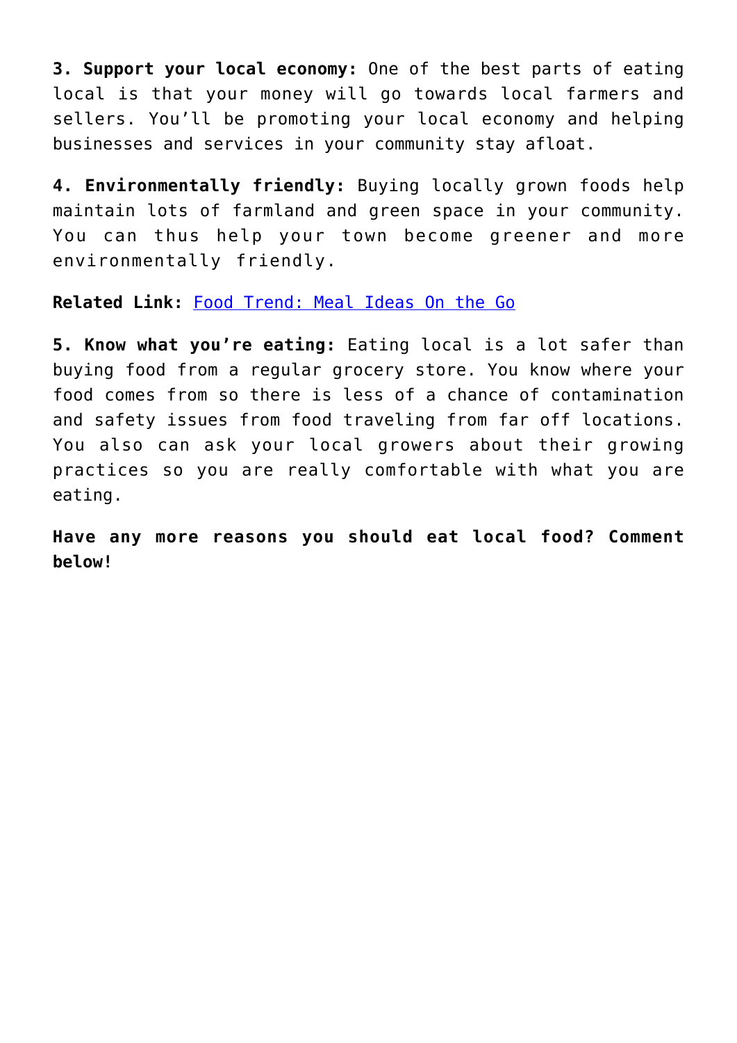**3. Support your local economy:** One of the best parts of eating local is that your money will go towards local farmers and sellers. You'll be promoting your local economy and helping businesses and services in your community stay afloat.

**4. Environmentally friendly:** Buying locally grown foods help maintain lots of farmland and green space in your community. You can thus help your town become greener and more environmentally friendly.

**Related Link:** [Food Trend: Meal Ideas On the Go]()

**5. Know what you're eating:** Eating local is a lot safer than buying food from a regular grocery store. You know where your food comes from so there is less of a chance of contamination and safety issues from food traveling from far off locations. You also can ask your local growers about their growing practices so you are really comfortable with what you are eating.

**Have any more reasons you should eat local food? Comment below!**